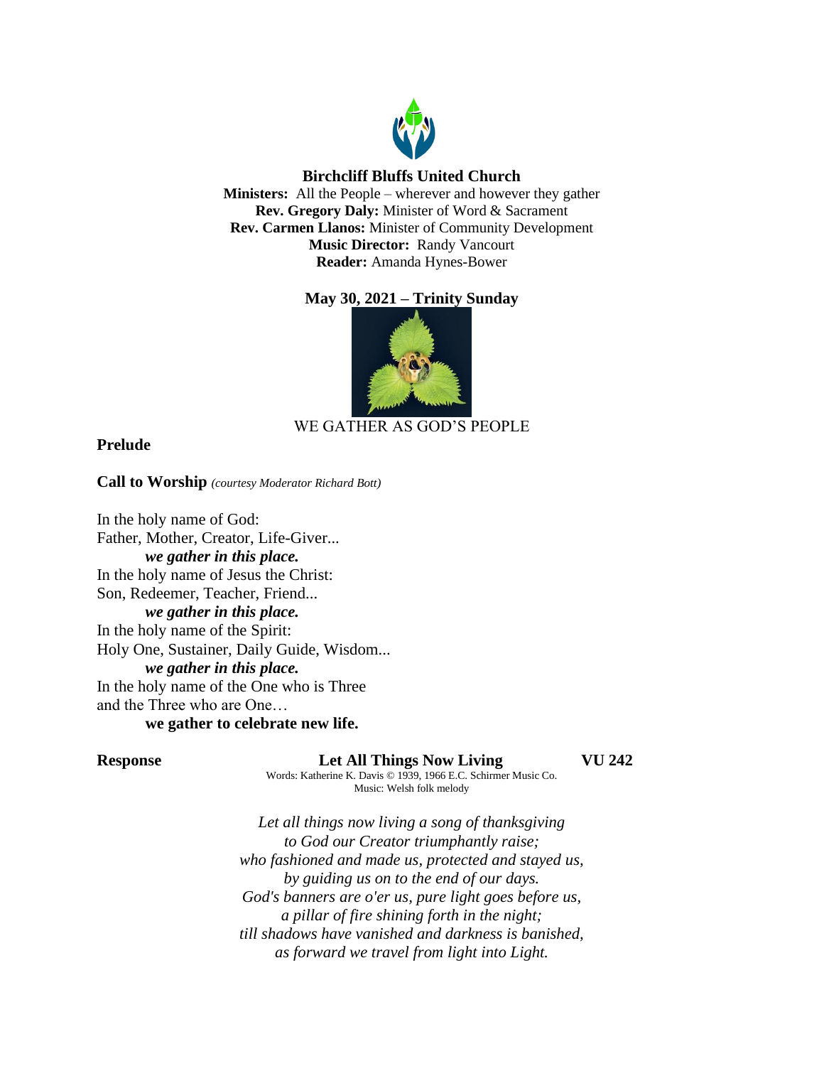**Birchcliff Bluffs United Church**

**Ministers:** All the People – wherever and however they gather
**Rev. Gregory Daly:** Minister of Word & Sacrament
**Rev. Carmen Llanos:** Minister of Community Development
**Music Director:** Randy Vancourt
**Reader:** Amanda Hynes-Bower

**May 30, 2021 – Trinity Sunday**

WE GATHER AS GOD'S PEOPLE

**Prelude**

**Call to Worship** *(courtesy Moderator Richard Bott)*

In the holy name of God:
Father, Mother, Creator, Life-Giver...
***we gather in this place.***
In the holy name of Jesus the Christ:
Son, Redeemer, Teacher, Friend...
***we gather in this place.***
In the holy name of the Spirit:
Holy One, Sustainer, Daily Guide, Wisdom...
***we gather in this place.***
In the holy name of the One who is Three
and the Three who are One…
**we gather to celebrate new life.**

**Response** **Let All Things Now Living** **VU 242**

Words: Katherine K. Davis © 1939, 1966 E.C. Schirmer Music Co.
Music: Welsh folk melody

*Let all things now living a song of thanksgiving*
*to God our Creator triumphantly raise;*
*who fashioned and made us, protected and stayed us,*
*by guiding us on to the end of our days.*
*God's banners are o'er us, pure light goes before us,*
*a pillar of fire shining forth in the night;*
*till shadows have vanished and darkness is banished,*
*as forward we travel from light into Light.*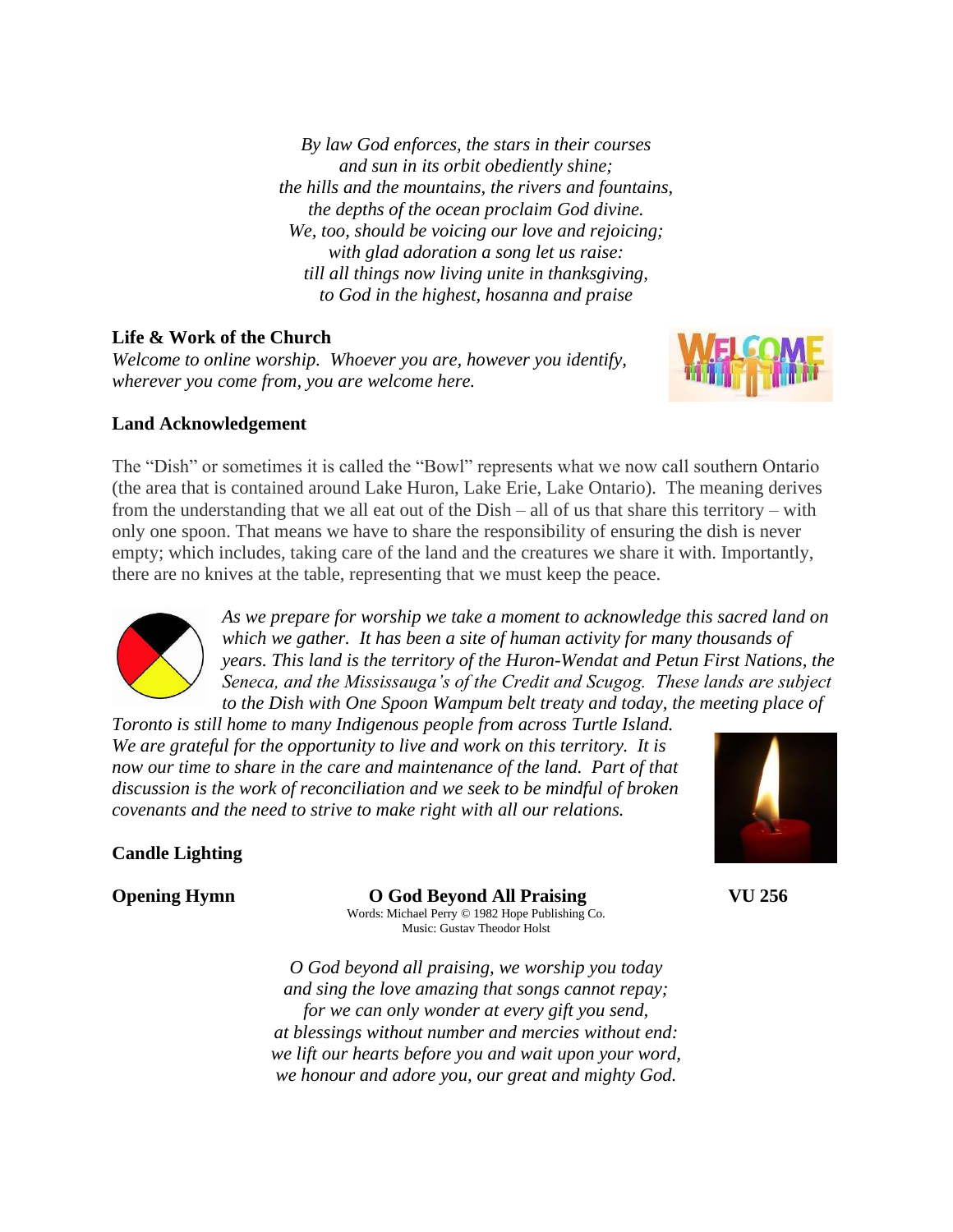*By law God enforces, the stars in their courses*
*and sun in its orbit obediently shine;*
*the hills and the mountains, the rivers and fountains,*
*the depths of the ocean proclaim God divine.*
*We, too, should be voicing our love and rejoicing;*
*with glad adoration a song let us raise:*
*till all things now living unite in thanksgiving,*
*to God in the highest, hosanna and praise*

**Life & Work of the Church**

*Welcome to online worship. Whoever you are, however you identify, wherever you come from, you are welcome here.*

**Land Acknowledgement**

The "Dish" or sometimes it is called the "Bowl" represents what we now call southern Ontario (the area that is contained around Lake Huron, Lake Erie, Lake Ontario). The meaning derives from the understanding that we all eat out of the Dish – all of us that share this territory – with only one spoon. That means we have to share the responsibility of ensuring the dish is never empty; which includes, taking care of the land and the creatures we share it with. Importantly, there are no knives at the table, representing that we must keep the peace.

*As we prepare for worship we take a moment to acknowledge this sacred land on which we gather. It has been a site of human activity for many thousands of years. This land is the territory of the Huron-Wendat and Petun First Nations, the Seneca, and the Mississauga's of the Credit and Scugog. These lands are subject to the Dish with One Spoon Wampum belt treaty and today, the meeting place of Toronto is still home to many Indigenous people from across Turtle Island. We are grateful for the opportunity to live and work on this territory. It is now our time to share in the care and maintenance of the land. Part of that discussion is the work of reconciliation and we seek to be mindful of broken covenants and the need to strive to make right with all our relations.*

**Candle Lighting**

**Opening Hymn** **O God Beyond All Praising** **VU 256**

Words: Michael Perry © 1982 Hope Publishing Co.
Music: Gustav Theodor Holst

*O God beyond all praising, we worship you today*
*and sing the love amazing that songs cannot repay;*
*for we can only wonder at every gift you send,*
*at blessings without number and mercies without end:*
*we lift our hearts before you and wait upon your word,*
*we honour and adore you, our great and mighty God.*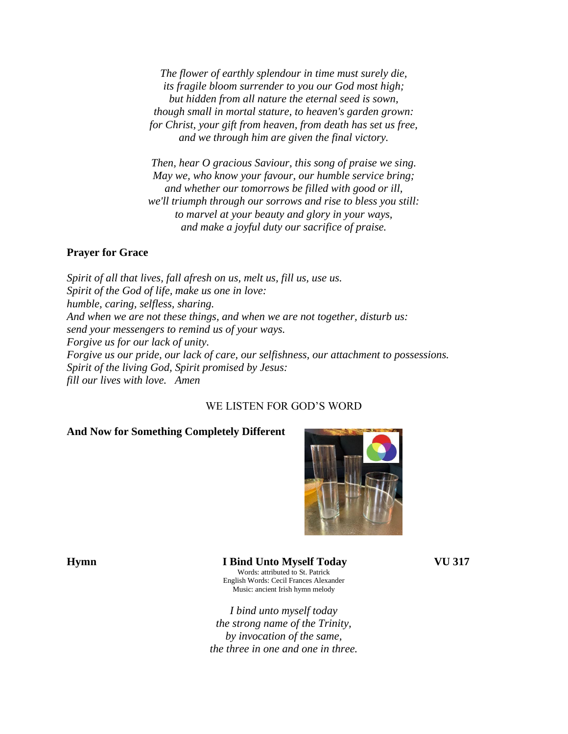*The flower of earthly splendour in time must surely die,*
*its fragile bloom surrender to you our God most high;*
*but hidden from all nature the eternal seed is sown,*
*though small in mortal stature, to heaven's garden grown:*
*for Christ, your gift from heaven, from death has set us free,*
*and we through him are given the final victory.*

*Then, hear O gracious Saviour, this song of praise we sing.*
*May we, who know your favour, our humble service bring;*
*and whether our tomorrows be filled with good or ill,*
*we'll triumph through our sorrows and rise to bless you still:*
*to marvel at your beauty and glory in your ways,*
*and make a joyful duty our sacrifice of praise.*

**Prayer for Grace**

*Spirit of all that lives, fall afresh on us, melt us, fill us, use us.*
*Spirit of the God of life, make us one in love:*
*humble, caring, selfless, sharing.*
*And when we are not these things, and when we are not together, disturb us:*
*send your messengers to remind us of your ways.*
*Forgive us for our lack of unity.*
*Forgive us our pride, our lack of care, our selfishness, our attachment to possessions.*
*Spirit of the living God, Spirit promised by Jesus:*
*fill our lives with love. Amen*

WE LISTEN FOR GOD'S WORD

**And Now for Something Completely Different**

**Hymn** **I Bind Unto Myself Today** **VU 317**

Words: attributed to St. Patrick
English Words: Cecil Frances Alexander
Music: ancient Irish hymn melody

*I bind unto myself today*
*the strong name of the Trinity,*
*by invocation of the same,*
*the three in one and one in three.*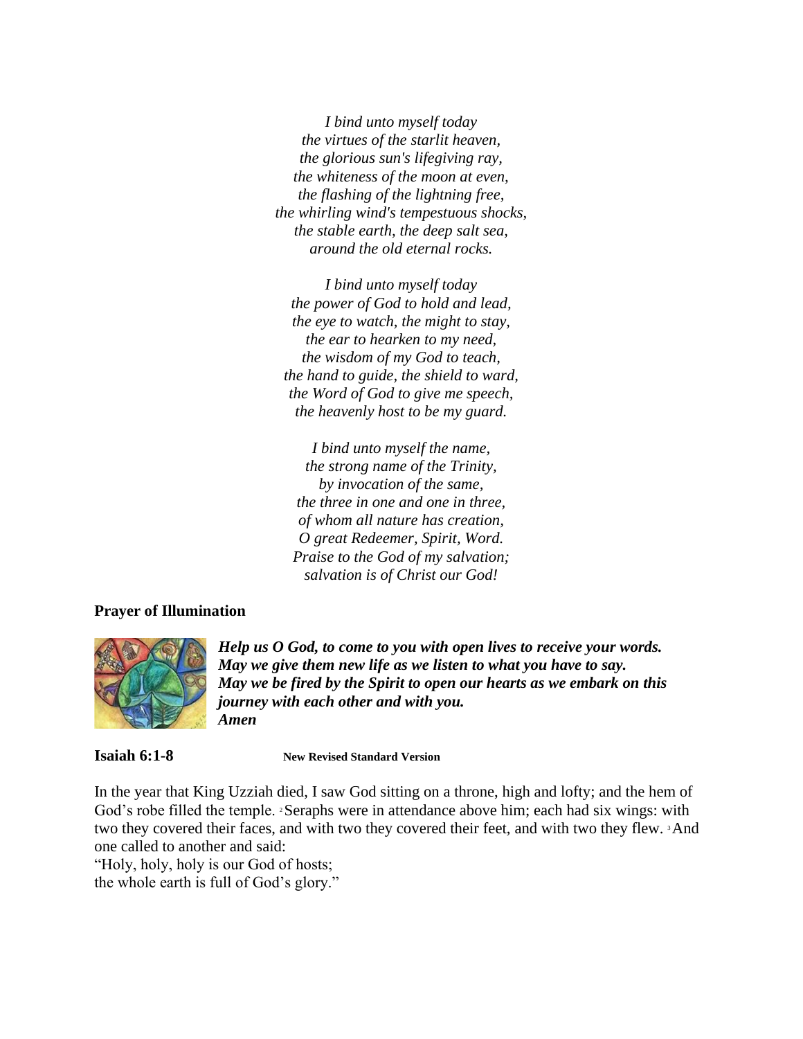*I bind unto myself today*
*the virtues of the starlit heaven,*
*the glorious sun's lifegiving ray,*
*the whiteness of the moon at even,*
*the flashing of the lightning free,*
*the whirling wind's tempestuous shocks,*
*the stable earth, the deep salt sea,*
*around the old eternal rocks.*

*I bind unto myself today*
*the power of God to hold and lead,*
*the eye to watch, the might to stay,*
*the ear to hearken to my need,*
*the wisdom of my God to teach,*
*the hand to guide, the shield to ward,*
*the Word of God to give me speech,*
*the heavenly host to be my guard.*

*I bind unto myself the name,*
*the strong name of the Trinity,*
*by invocation of the same,*
*the three in one and one in three,*
*of whom all nature has creation,*
*O great Redeemer, Spirit, Word.*
*Praise to the God of my salvation;*
*salvation is of Christ our God!*

**Prayer of Illumination**

***Help us O God, to come to you with open lives to receive your words.***
***May we give them new life as we listen to what you have to say.***
***May we be fired by the Spirit to open our hearts as we embark on this journey with each other and with you.***
***Amen***

**Isaiah 6:1-8** **New Revised Standard Version**

In the year that King Uzziah died, I saw God sitting on a throne, high and lofty; and the hem of God's robe filled the temple. [2] Seraphs were in attendance above him; each had six wings: with two they covered their faces, and with two they covered their feet, and with two they flew. [3] And one called to another and said:
"Holy, holy, holy is our God of hosts;
the whole earth is full of God's glory."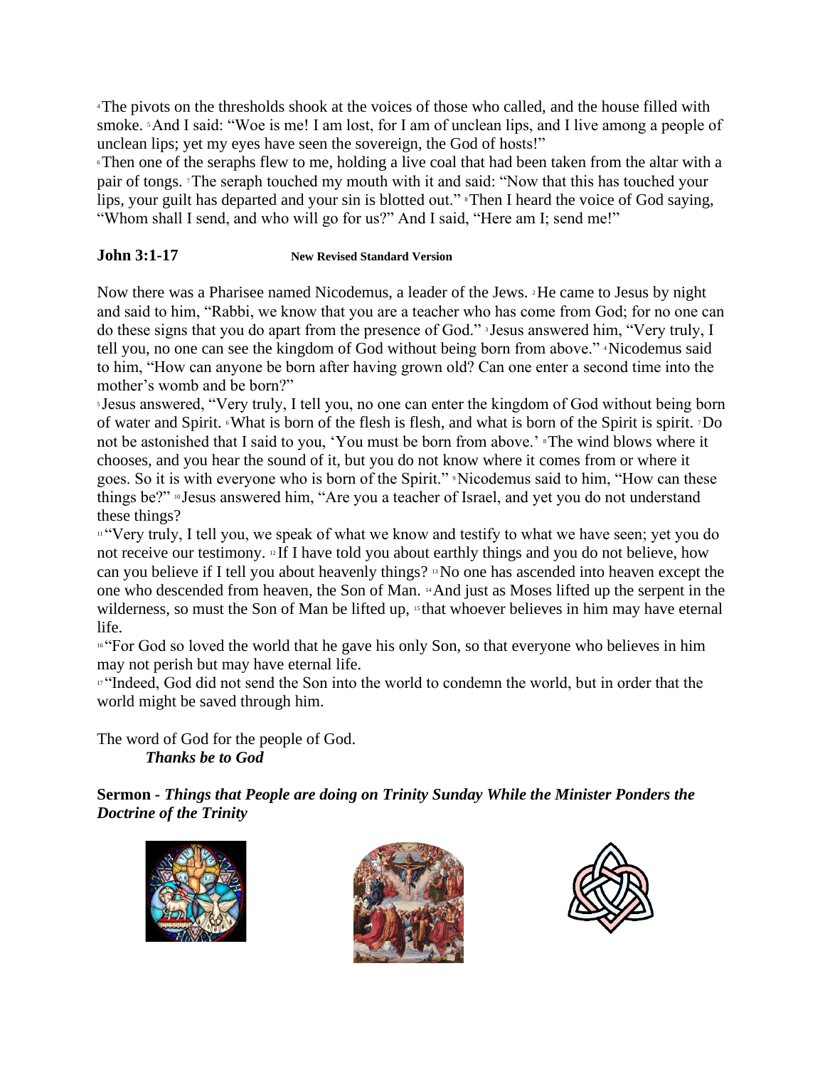[4] The pivots on the thresholds shook at the voices of those who called, and the house filled with smoke. [5] And I said: "Woe is me! I am lost, for I am of unclean lips, and I live among a people of unclean lips; yet my eyes have seen the sovereign, the God of hosts!"
[6] Then one of the seraphs flew to me, holding a live coal that had been taken from the altar with a pair of tongs. [7] The seraph touched my mouth with it and said: "Now that this has touched your lips, your guilt has departed and your sin is blotted out." [8] Then I heard the voice of God saying, "Whom shall I send, and who will go for us?" And I said, "Here am I; send me!"

**John 3:1-17** **New Revised Standard Version**

Now there was a Pharisee named Nicodemus, a leader of the Jews. [2] He came to Jesus by night and said to him, "Rabbi, we know that you are a teacher who has come from God; for no one can do these signs that you do apart from the presence of God." [3] Jesus answered him, "Very truly, I tell you, no one can see the kingdom of God without being born from above." [4] Nicodemus said to him, "How can anyone be born after having grown old? Can one enter a second time into the mother's womb and be born?"
[5] Jesus answered, "Very truly, I tell you, no one can enter the kingdom of God without being born of water and Spirit. [6] What is born of the flesh is flesh, and what is born of the Spirit is spirit. [7] Do not be astonished that I said to you, 'You must be born from above.' [8] The wind blows where it chooses, and you hear the sound of it, but you do not know where it comes from or where it goes. So it is with everyone who is born of the Spirit." [9] Nicodemus said to him, "How can these things be?" [10] Jesus answered him, "Are you a teacher of Israel, and yet you do not understand these things?
[11] "Very truly, I tell you, we speak of what we know and testify to what we have seen; yet you do not receive our testimony. [12] If I have told you about earthly things and you do not believe, how can you believe if I tell you about heavenly things? [13] No one has ascended into heaven except the one who descended from heaven, the Son of Man. [14] And just as Moses lifted up the serpent in the wilderness, so must the Son of Man be lifted up, [15] that whoever believes in him may have eternal life.
[16] "For God so loved the world that he gave his only Son, so that everyone who believes in him may not perish but may have eternal life.
[17] "Indeed, God did not send the Son into the world to condemn the world, but in order that the world might be saved through him.

The word of God for the people of God.
*Thanks be to God*

**Sermon -** ***Things that People are doing on Trinity Sunday While the Minister Ponders the Doctrine of the Trinity***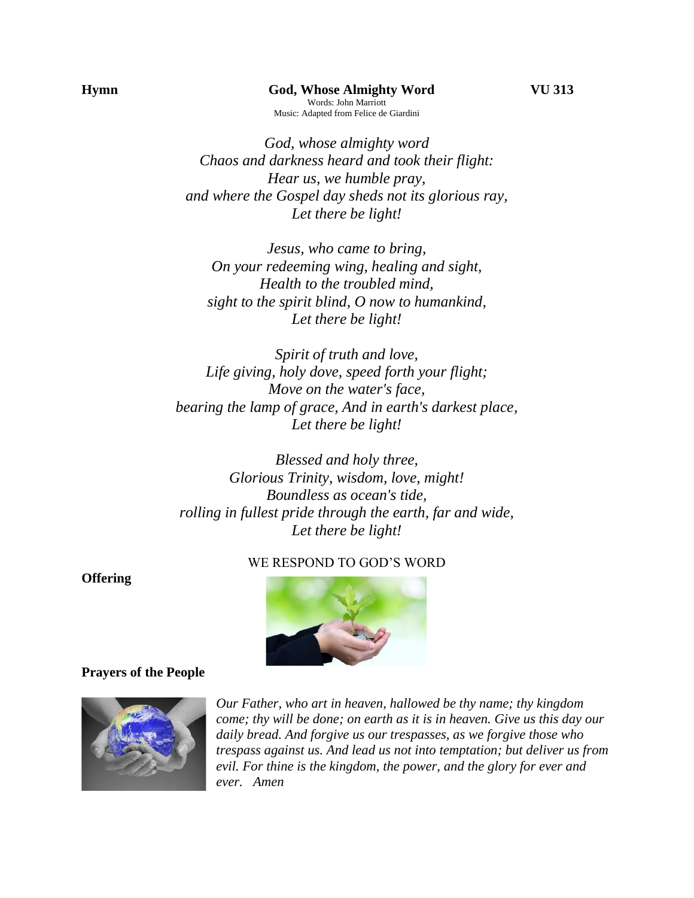**Hymn** **God, Whose Almighty Word** **VU 313**

Words: John Marriott
Music: Adapted from Felice de Giardini

*God, whose almighty word*
*Chaos and darkness heard and took their flight:*
*Hear us, we humble pray,*
*and where the Gospel day sheds not its glorious ray,*
*Let there be light!*

*Jesus, who came to bring,*
*On your redeeming wing, healing and sight,*
*Health to the troubled mind,*
*sight to the spirit blind, O now to humankind,*
*Let there be light!*

*Spirit of truth and love,*
*Life giving, holy dove, speed forth your flight;*
*Move on the water's face,*
*bearing the lamp of grace, And in earth's darkest place,*
*Let there be light!*

*Blessed and holy three,*
*Glorious Trinity, wisdom, love, might!*
*Boundless as ocean's tide,*
*rolling in fullest pride through the earth, far and wide,*
*Let there be light!*

WE RESPOND TO GOD'S WORD

**Offering**

**Prayers of the People**

*Our Father, who art in heaven, hallowed be thy name; thy kingdom come; thy will be done; on earth as it is in heaven. Give us this day our daily bread. And forgive us our trespasses, as we forgive those who trespass against us. And lead us not into temptation; but deliver us from evil. For thine is the kingdom, the power, and the glory for ever and ever. Amen*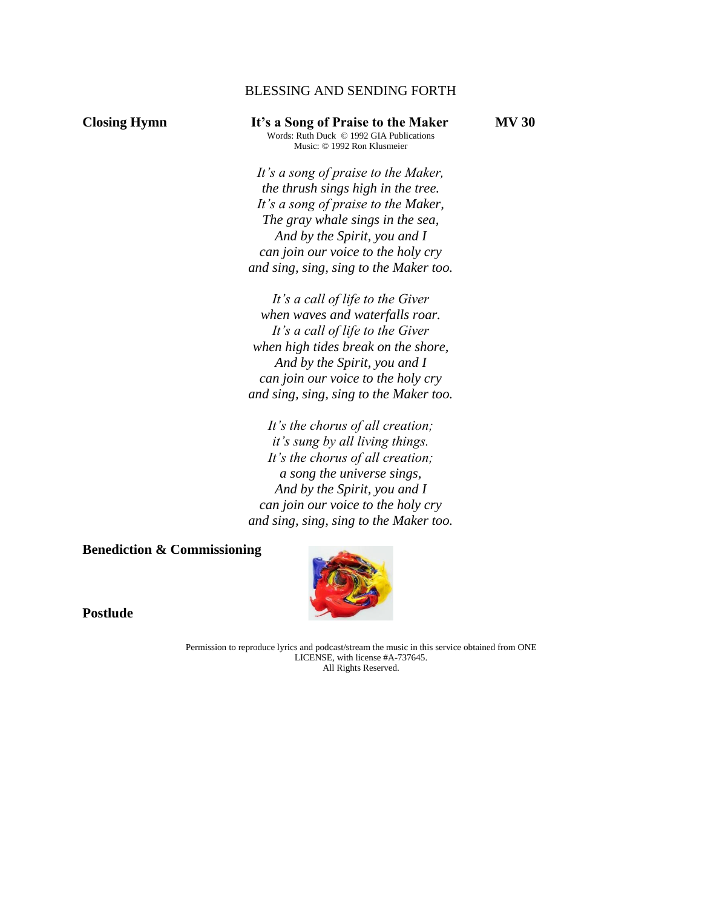BLESSING AND SENDING FORTH

**Closing Hymn** **It's a Song of Praise to the Maker** **MV 30**

Words: Ruth Duck © 1992 GIA Publications
Music: © 1992 Ron Klusmeier

*It's a song of praise to the Maker,*
*the thrush sings high in the tree.*
*It's a song of praise to the Maker,*
*The gray whale sings in the sea,*
*And by the Spirit, you and I*
*can join our voice to the holy cry*
*and sing, sing, sing to the Maker too.*

*It's a call of life to the Giver*
*when waves and waterfalls roar.*
*It's a call of life to the Giver*
*when high tides break on the shore,*
*And by the Spirit, you and I*
*can join our voice to the holy cry*
*and sing, sing, sing to the Maker too.*

*It's the chorus of all creation;*
*it's sung by all living things.*
*It's the chorus of all creation;*
*a song the universe sings,*
*And by the Spirit, you and I*
*can join our voice to the holy cry*
*and sing, sing, sing to the Maker too.*

**Benediction & Commissioning**

**Postlude**

Permission to reproduce lyrics and podcast/stream the music in this service obtained from ONE LICENSE, with license #A-737645.
All Rights Reserved.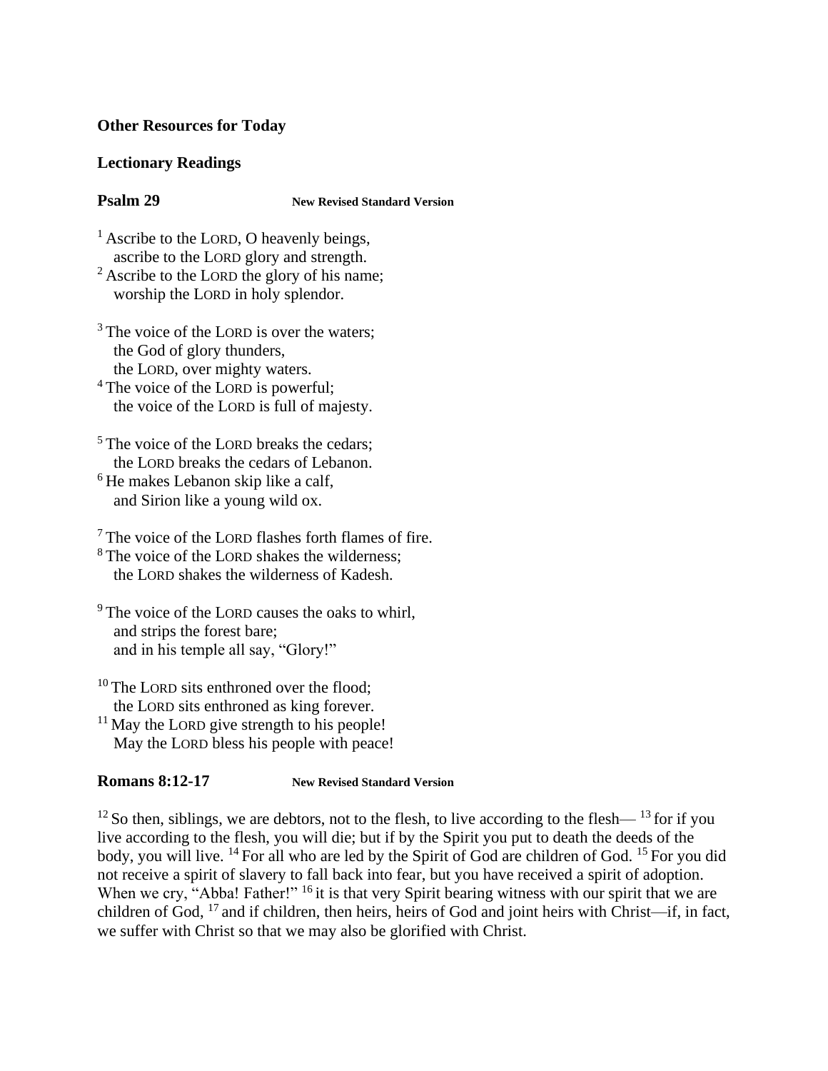**Other Resources for Today**

**Lectionary Readings**

**Psalm 29** **New Revised Standard Version**

[1] Ascribe to the LORD, O heavenly beings,
ascribe to the LORD glory and strength.
[2] Ascribe to the LORD the glory of his name;
worship the LORD in holy splendor.

[3] The voice of the LORD is over the waters;
the God of glory thunders,
the LORD, over mighty waters.
[4] The voice of the LORD is powerful;
the voice of the LORD is full of majesty.

[5] The voice of the LORD breaks the cedars;
the LORD breaks the cedars of Lebanon.
[6] He makes Lebanon skip like a calf,
and Sirion like a young wild ox.

[7] The voice of the LORD flashes forth flames of fire.
[8] The voice of the LORD shakes the wilderness;
the LORD shakes the wilderness of Kadesh.

[9] The voice of the LORD causes the oaks to whirl,
and strips the forest bare;
and in his temple all say, "Glory!"

[10] The LORD sits enthroned over the flood;
the LORD sits enthroned as king forever.
[11] May the LORD give strength to his people!
May the LORD bless his people with peace!

**Romans 8:12-17** **New Revised Standard Version**

[12] So then, siblings, we are debtors, not to the flesh, to live according to the flesh— [13] for if you live according to the flesh, you will die; but if by the Spirit you put to death the deeds of the body, you will live. [14] For all who are led by the Spirit of God are children of God. [15] For you did not receive a spirit of slavery to fall back into fear, but you have received a spirit of adoption. When we cry, "Abba! Father!" [16] it is that very Spirit bearing witness with our spirit that we are children of God, [17] and if children, then heirs, heirs of God and joint heirs with Christ—if, in fact, we suffer with Christ so that we may also be glorified with Christ.